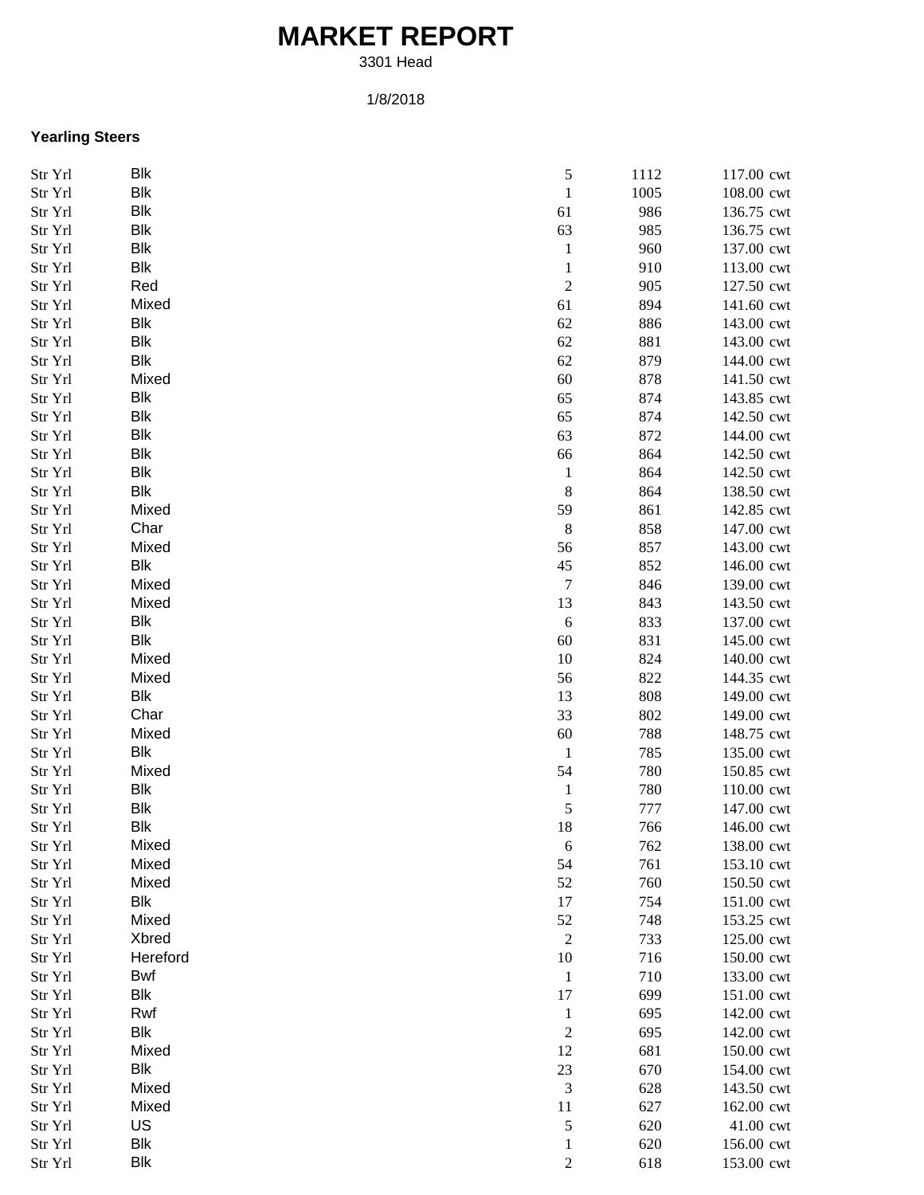# MARKET REPORT

3301 Head

1/8/2018

### Yearling Steers

| | | | | |
|---|---|---|---|---|
| Str Yrl | Blk | 5 | 1112 | 117.00 cwt |
| Str Yrl | Blk | 1 | 1005 | 108.00 cwt |
| Str Yrl | Blk | 61 | 986 | 136.75 cwt |
| Str Yrl | Blk | 63 | 985 | 136.75 cwt |
| Str Yrl | Blk | 1 | 960 | 137.00 cwt |
| Str Yrl | Blk | 1 | 910 | 113.00 cwt |
| Str Yrl | Red | 2 | 905 | 127.50 cwt |
| Str Yrl | Mixed | 61 | 894 | 141.60 cwt |
| Str Yrl | Blk | 62 | 886 | 143.00 cwt |
| Str Yrl | Blk | 62 | 881 | 143.00 cwt |
| Str Yrl | Blk | 62 | 879 | 144.00 cwt |
| Str Yrl | Mixed | 60 | 878 | 141.50 cwt |
| Str Yrl | Blk | 65 | 874 | 143.85 cwt |
| Str Yrl | Blk | 65 | 874 | 142.50 cwt |
| Str Yrl | Blk | 63 | 872 | 144.00 cwt |
| Str Yrl | Blk | 66 | 864 | 142.50 cwt |
| Str Yrl | Blk | 1 | 864 | 142.50 cwt |
| Str Yrl | Blk | 8 | 864 | 138.50 cwt |
| Str Yrl | Mixed | 59 | 861 | 142.85 cwt |
| Str Yrl | Char | 8 | 858 | 147.00 cwt |
| Str Yrl | Mixed | 56 | 857 | 143.00 cwt |
| Str Yrl | Blk | 45 | 852 | 146.00 cwt |
| Str Yrl | Mixed | 7 | 846 | 139.00 cwt |
| Str Yrl | Mixed | 13 | 843 | 143.50 cwt |
| Str Yrl | Blk | 6 | 833 | 137.00 cwt |
| Str Yrl | Blk | 60 | 831 | 145.00 cwt |
| Str Yrl | Mixed | 10 | 824 | 140.00 cwt |
| Str Yrl | Mixed | 56 | 822 | 144.35 cwt |
| Str Yrl | Blk | 13 | 808 | 149.00 cwt |
| Str Yrl | Char | 33 | 802 | 149.00 cwt |
| Str Yrl | Mixed | 60 | 788 | 148.75 cwt |
| Str Yrl | Blk | 1 | 785 | 135.00 cwt |
| Str Yrl | Mixed | 54 | 780 | 150.85 cwt |
| Str Yrl | Blk | 1 | 780 | 110.00 cwt |
| Str Yrl | Blk | 5 | 777 | 147.00 cwt |
| Str Yrl | Blk | 18 | 766 | 146.00 cwt |
| Str Yrl | Mixed | 6 | 762 | 138.00 cwt |
| Str Yrl | Mixed | 54 | 761 | 153.10 cwt |
| Str Yrl | Mixed | 52 | 760 | 150.50 cwt |
| Str Yrl | Blk | 17 | 754 | 151.00 cwt |
| Str Yrl | Mixed | 52 | 748 | 153.25 cwt |
| Str Yrl | Xbred | 2 | 733 | 125.00 cwt |
| Str Yrl | Hereford | 10 | 716 | 150.00 cwt |
| Str Yrl | Bwf | 1 | 710 | 133.00 cwt |
| Str Yrl | Blk | 17 | 699 | 151.00 cwt |
| Str Yrl | Rwf | 1 | 695 | 142.00 cwt |
| Str Yrl | Blk | 2 | 695 | 142.00 cwt |
| Str Yrl | Mixed | 12 | 681 | 150.00 cwt |
| Str Yrl | Blk | 23 | 670 | 154.00 cwt |
| Str Yrl | Mixed | 3 | 628 | 143.50 cwt |
| Str Yrl | Mixed | 11 | 627 | 162.00 cwt |
| Str Yrl | US | 5 | 620 | 41.00 cwt |
| Str Yrl | Blk | 1 | 620 | 156.00 cwt |
| Str Yrl | Blk | 2 | 618 | 153.00 cwt |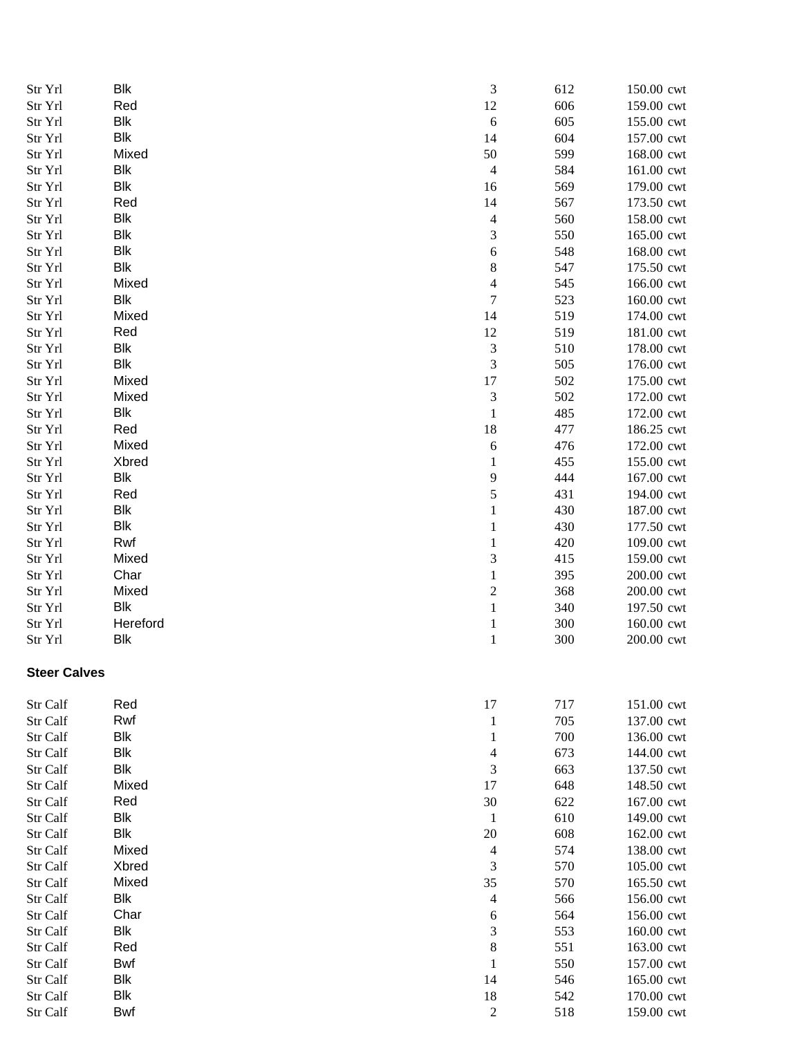| | | | | |
|---|---|---|---|---|
| Str Yrl | Blk | 3 | 612 | 150.00 cwt |
| Str Yrl | Red | 12 | 606 | 159.00 cwt |
| Str Yrl | Blk | 6 | 605 | 155.00 cwt |
| Str Yrl | Blk | 14 | 604 | 157.00 cwt |
| Str Yrl | Mixed | 50 | 599 | 168.00 cwt |
| Str Yrl | Blk | 4 | 584 | 161.00 cwt |
| Str Yrl | Blk | 16 | 569 | 179.00 cwt |
| Str Yrl | Red | 14 | 567 | 173.50 cwt |
| Str Yrl | Blk | 4 | 560 | 158.00 cwt |
| Str Yrl | Blk | 3 | 550 | 165.00 cwt |
| Str Yrl | Blk | 6 | 548 | 168.00 cwt |
| Str Yrl | Blk | 8 | 547 | 175.50 cwt |
| Str Yrl | Mixed | 4 | 545 | 166.00 cwt |
| Str Yrl | Blk | 7 | 523 | 160.00 cwt |
| Str Yrl | Mixed | 14 | 519 | 174.00 cwt |
| Str Yrl | Red | 12 | 519 | 181.00 cwt |
| Str Yrl | Blk | 3 | 510 | 178.00 cwt |
| Str Yrl | Blk | 3 | 505 | 176.00 cwt |
| Str Yrl | Mixed | 17 | 502 | 175.00 cwt |
| Str Yrl | Mixed | 3 | 502 | 172.00 cwt |
| Str Yrl | Blk | 1 | 485 | 172.00 cwt |
| Str Yrl | Red | 18 | 477 | 186.25 cwt |
| Str Yrl | Mixed | 6 | 476 | 172.00 cwt |
| Str Yrl | Xbred | 1 | 455 | 155.00 cwt |
| Str Yrl | Blk | 9 | 444 | 167.00 cwt |
| Str Yrl | Red | 5 | 431 | 194.00 cwt |
| Str Yrl | Blk | 1 | 430 | 187.00 cwt |
| Str Yrl | Blk | 1 | 430 | 177.50 cwt |
| Str Yrl | Rwf | 1 | 420 | 109.00 cwt |
| Str Yrl | Mixed | 3 | 415 | 159.00 cwt |
| Str Yrl | Char | 1 | 395 | 200.00 cwt |
| Str Yrl | Mixed | 2 | 368 | 200.00 cwt |
| Str Yrl | Blk | 1 | 340 | 197.50 cwt |
| Str Yrl | Hereford | 1 | 300 | 160.00 cwt |
| Str Yrl | Blk | 1 | 300 | 200.00 cwt |

**Steer Calves**

| | | | | |
|---|---|---|---|---|
| Str Calf | Red | 17 | 717 | 151.00 cwt |
| Str Calf | Rwf | 1 | 705 | 137.00 cwt |
| Str Calf | Blk | 1 | 700 | 136.00 cwt |
| Str Calf | Blk | 4 | 673 | 144.00 cwt |
| Str Calf | Blk | 3 | 663 | 137.50 cwt |
| Str Calf | Mixed | 17 | 648 | 148.50 cwt |
| Str Calf | Red | 30 | 622 | 167.00 cwt |
| Str Calf | Blk | 1 | 610 | 149.00 cwt |
| Str Calf | Blk | 20 | 608 | 162.00 cwt |
| Str Calf | Mixed | 4 | 574 | 138.00 cwt |
| Str Calf | Xbred | 3 | 570 | 105.00 cwt |
| Str Calf | Mixed | 35 | 570 | 165.50 cwt |
| Str Calf | Blk | 4 | 566 | 156.00 cwt |
| Str Calf | Char | 6 | 564 | 156.00 cwt |
| Str Calf | Blk | 3 | 553 | 160.00 cwt |
| Str Calf | Red | 8 | 551 | 163.00 cwt |
| Str Calf | Bwf | 1 | 550 | 157.00 cwt |
| Str Calf | Blk | 14 | 546 | 165.00 cwt |
| Str Calf | Blk | 18 | 542 | 170.00 cwt |
| Str Calf | Bwf | 2 | 518 | 159.00 cwt |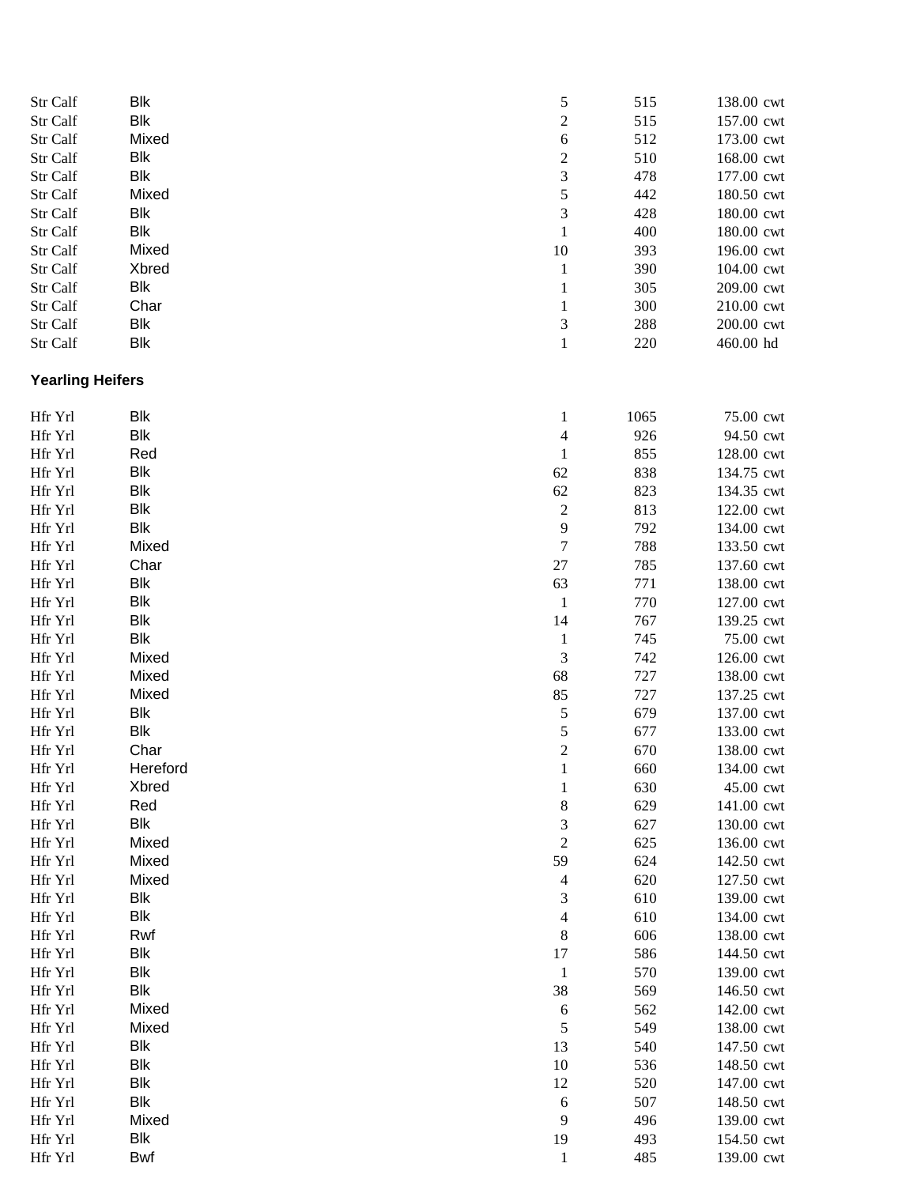| | | | | |
|---|---|---|---|---|
| Str Calf | Blk | 5 | 515 | 138.00 cwt |
| Str Calf | Blk | 2 | 515 | 157.00 cwt |
| Str Calf | Mixed | 6 | 512 | 173.00 cwt |
| Str Calf | Blk | 2 | 510 | 168.00 cwt |
| Str Calf | Blk | 3 | 478 | 177.00 cwt |
| Str Calf | Mixed | 5 | 442 | 180.50 cwt |
| Str Calf | Blk | 3 | 428 | 180.00 cwt |
| Str Calf | Blk | 1 | 400 | 180.00 cwt |
| Str Calf | Mixed | 10 | 393 | 196.00 cwt |
| Str Calf | Xbred | 1 | 390 | 104.00 cwt |
| Str Calf | Blk | 1 | 305 | 209.00 cwt |
| Str Calf | Char | 1 | 300 | 210.00 cwt |
| Str Calf | Blk | 3 | 288 | 200.00 cwt |
| Str Calf | Blk | 1 | 220 | 460.00 hd |

**Yearling Heifers**

| | | | | |
|---|---|---|---|---|
| Hfr Yrl | Blk | 1 | 1065 | 75.00 cwt |
| Hfr Yrl | Blk | 4 | 926 | 94.50 cwt |
| Hfr Yrl | Red | 1 | 855 | 128.00 cwt |
| Hfr Yrl | Blk | 62 | 838 | 134.75 cwt |
| Hfr Yrl | Blk | 62 | 823 | 134.35 cwt |
| Hfr Yrl | Blk | 2 | 813 | 122.00 cwt |
| Hfr Yrl | Blk | 9 | 792 | 134.00 cwt |
| Hfr Yrl | Mixed | 7 | 788 | 133.50 cwt |
| Hfr Yrl | Char | 27 | 785 | 137.60 cwt |
| Hfr Yrl | Blk | 63 | 771 | 138.00 cwt |
| Hfr Yrl | Blk | 1 | 770 | 127.00 cwt |
| Hfr Yrl | Blk | 14 | 767 | 139.25 cwt |
| Hfr Yrl | Blk | 1 | 745 | 75.00 cwt |
| Hfr Yrl | Mixed | 3 | 742 | 126.00 cwt |
| Hfr Yrl | Mixed | 68 | 727 | 138.00 cwt |
| Hfr Yrl | Mixed | 85 | 727 | 137.25 cwt |
| Hfr Yrl | Blk | 5 | 679 | 137.00 cwt |
| Hfr Yrl | Blk | 5 | 677 | 133.00 cwt |
| Hfr Yrl | Char | 2 | 670 | 138.00 cwt |
| Hfr Yrl | Hereford | 1 | 660 | 134.00 cwt |
| Hfr Yrl | Xbred | 1 | 630 | 45.00 cwt |
| Hfr Yrl | Red | 8 | 629 | 141.00 cwt |
| Hfr Yrl | Blk | 3 | 627 | 130.00 cwt |
| Hfr Yrl | Mixed | 2 | 625 | 136.00 cwt |
| Hfr Yrl | Mixed | 59 | 624 | 142.50 cwt |
| Hfr Yrl | Mixed | 4 | 620 | 127.50 cwt |
| Hfr Yrl | Blk | 3 | 610 | 139.00 cwt |
| Hfr Yrl | Blk | 4 | 610 | 134.00 cwt |
| Hfr Yrl | Rwf | 8 | 606 | 138.00 cwt |
| Hfr Yrl | Blk | 17 | 586 | 144.50 cwt |
| Hfr Yrl | Blk | 1 | 570 | 139.00 cwt |
| Hfr Yrl | Blk | 38 | 569 | 146.50 cwt |
| Hfr Yrl | Mixed | 6 | 562 | 142.00 cwt |
| Hfr Yrl | Mixed | 5 | 549 | 138.00 cwt |
| Hfr Yrl | Blk | 13 | 540 | 147.50 cwt |
| Hfr Yrl | Blk | 10 | 536 | 148.50 cwt |
| Hfr Yrl | Blk | 12 | 520 | 147.00 cwt |
| Hfr Yrl | Blk | 6 | 507 | 148.50 cwt |
| Hfr Yrl | Mixed | 9 | 496 | 139.00 cwt |
| Hfr Yrl | Blk | 19 | 493 | 154.50 cwt |
| Hfr Yrl | Bwf | 1 | 485 | 139.00 cwt |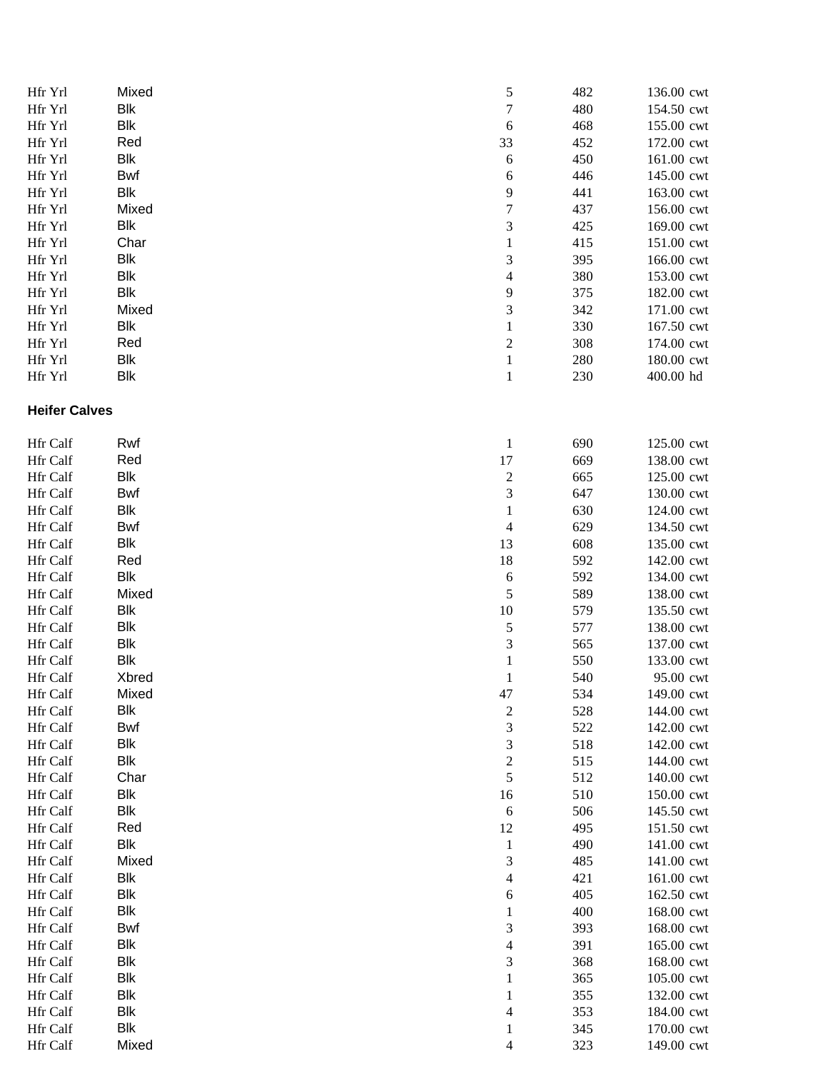| | | | | |
|---|---|---|---|---|
| Hfr Yrl | Mixed | 5 | 482 | 136.00 cwt |
| Hfr Yrl | Blk | 7 | 480 | 154.50 cwt |
| Hfr Yrl | Blk | 6 | 468 | 155.00 cwt |
| Hfr Yrl | Red | 33 | 452 | 172.00 cwt |
| Hfr Yrl | Blk | 6 | 450 | 161.00 cwt |
| Hfr Yrl | Bwf | 6 | 446 | 145.00 cwt |
| Hfr Yrl | Blk | 9 | 441 | 163.00 cwt |
| Hfr Yrl | Mixed | 7 | 437 | 156.00 cwt |
| Hfr Yrl | Blk | 3 | 425 | 169.00 cwt |
| Hfr Yrl | Char | 1 | 415 | 151.00 cwt |
| Hfr Yrl | Blk | 3 | 395 | 166.00 cwt |
| Hfr Yrl | Blk | 4 | 380 | 153.00 cwt |
| Hfr Yrl | Blk | 9 | 375 | 182.00 cwt |
| Hfr Yrl | Mixed | 3 | 342 | 171.00 cwt |
| Hfr Yrl | Blk | 1 | 330 | 167.50 cwt |
| Hfr Yrl | Red | 2 | 308 | 174.00 cwt |
| Hfr Yrl | Blk | 1 | 280 | 180.00 cwt |
| Hfr Yrl | Blk | 1 | 230 | 400.00 hd |

**Heifer Calves**

| | | | | |
|---|---|---|---|---|
| Hfr Calf | Rwf | 1 | 690 | 125.00 cwt |
| Hfr Calf | Red | 17 | 669 | 138.00 cwt |
| Hfr Calf | Blk | 2 | 665 | 125.00 cwt |
| Hfr Calf | Bwf | 3 | 647 | 130.00 cwt |
| Hfr Calf | Blk | 1 | 630 | 124.00 cwt |
| Hfr Calf | Bwf | 4 | 629 | 134.50 cwt |
| Hfr Calf | Blk | 13 | 608 | 135.00 cwt |
| Hfr Calf | Red | 18 | 592 | 142.00 cwt |
| Hfr Calf | Blk | 6 | 592 | 134.00 cwt |
| Hfr Calf | Mixed | 5 | 589 | 138.00 cwt |
| Hfr Calf | Blk | 10 | 579 | 135.50 cwt |
| Hfr Calf | Blk | 5 | 577 | 138.00 cwt |
| Hfr Calf | Blk | 3 | 565 | 137.00 cwt |
| Hfr Calf | Blk | 1 | 550 | 133.00 cwt |
| Hfr Calf | Xbred | 1 | 540 | 95.00 cwt |
| Hfr Calf | Mixed | 47 | 534 | 149.00 cwt |
| Hfr Calf | Blk | 2 | 528 | 144.00 cwt |
| Hfr Calf | Bwf | 3 | 522 | 142.00 cwt |
| Hfr Calf | Blk | 3 | 518 | 142.00 cwt |
| Hfr Calf | Blk | 2 | 515 | 144.00 cwt |
| Hfr Calf | Char | 5 | 512 | 140.00 cwt |
| Hfr Calf | Blk | 16 | 510 | 150.00 cwt |
| Hfr Calf | Blk | 6 | 506 | 145.50 cwt |
| Hfr Calf | Red | 12 | 495 | 151.50 cwt |
| Hfr Calf | Blk | 1 | 490 | 141.00 cwt |
| Hfr Calf | Mixed | 3 | 485 | 141.00 cwt |
| Hfr Calf | Blk | 4 | 421 | 161.00 cwt |
| Hfr Calf | Blk | 6 | 405 | 162.50 cwt |
| Hfr Calf | Blk | 1 | 400 | 168.00 cwt |
| Hfr Calf | Bwf | 3 | 393 | 168.00 cwt |
| Hfr Calf | Blk | 4 | 391 | 165.00 cwt |
| Hfr Calf | Blk | 3 | 368 | 168.00 cwt |
| Hfr Calf | Blk | 1 | 365 | 105.00 cwt |
| Hfr Calf | Blk | 1 | 355 | 132.00 cwt |
| Hfr Calf | Blk | 4 | 353 | 184.00 cwt |
| Hfr Calf | Blk | 1 | 345 | 170.00 cwt |
| Hfr Calf | Mixed | 4 | 323 | 149.00 cwt |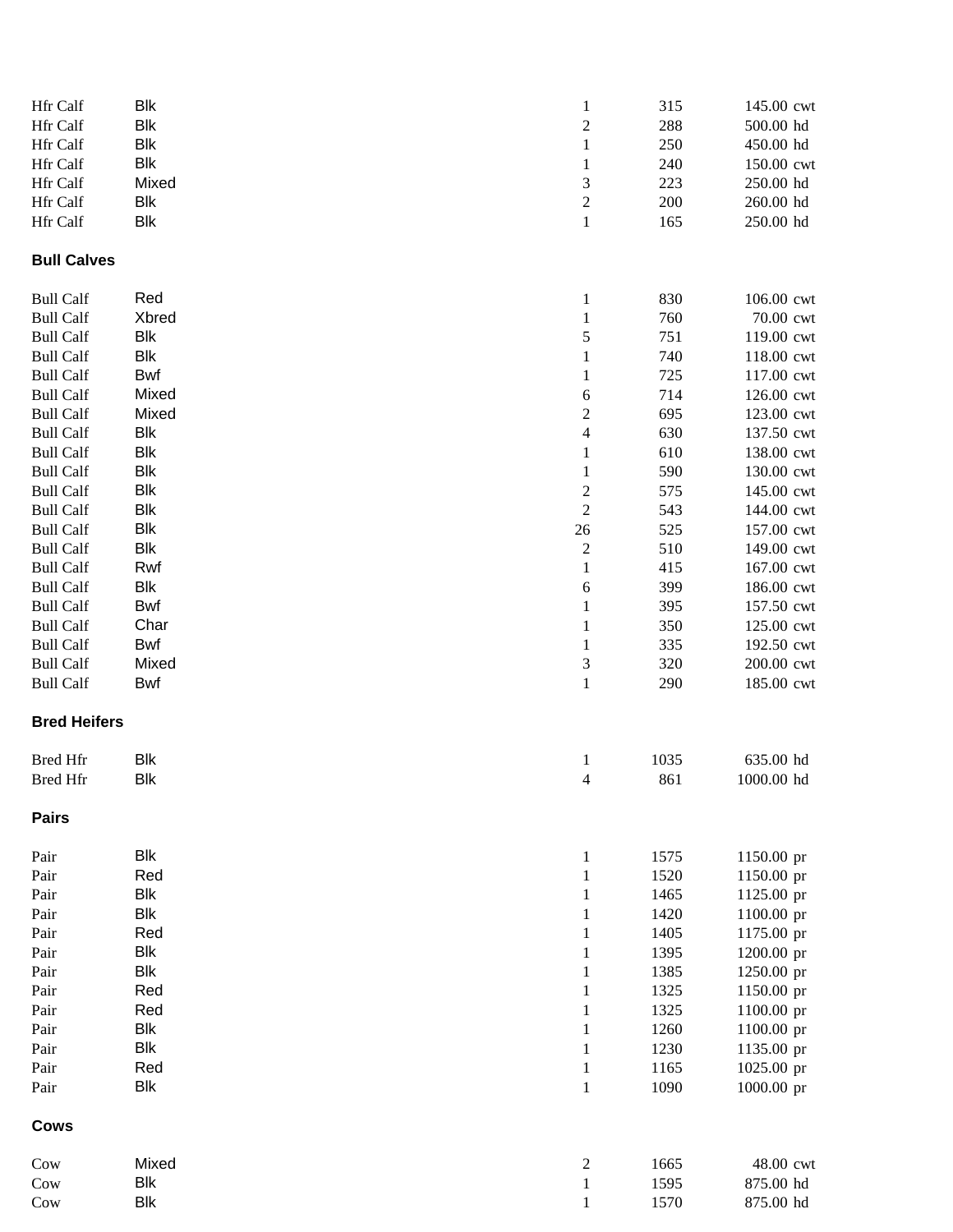| | | | | | |
|---|---|---|---|---|---|
| Hfr Calf | Blk | 1 | 315 | 145.00 | cwt |
| Hfr Calf | Blk | 2 | 288 | 500.00 | hd |
| Hfr Calf | Blk | 1 | 250 | 450.00 | hd |
| Hfr Calf | Blk | 1 | 240 | 150.00 | cwt |
| Hfr Calf | Mixed | 3 | 223 | 250.00 | hd |
| Hfr Calf | Blk | 2 | 200 | 260.00 | hd |
| Hfr Calf | Blk | 1 | 165 | 250.00 | hd |

**Bull Calves**

| | | | | | |
|---|---|---|---|---|---|
| Bull Calf | Red | 1 | 830 | 106.00 | cwt |
| Bull Calf | Xbred | 1 | 760 | 70.00 | cwt |
| Bull Calf | Blk | 5 | 751 | 119.00 | cwt |
| Bull Calf | Blk | 1 | 740 | 118.00 | cwt |
| Bull Calf | Bwf | 1 | 725 | 117.00 | cwt |
| Bull Calf | Mixed | 6 | 714 | 126.00 | cwt |
| Bull Calf | Mixed | 2 | 695 | 123.00 | cwt |
| Bull Calf | Blk | 4 | 630 | 137.50 | cwt |
| Bull Calf | Blk | 1 | 610 | 138.00 | cwt |
| Bull Calf | Blk | 1 | 590 | 130.00 | cwt |
| Bull Calf | Blk | 2 | 575 | 145.00 | cwt |
| Bull Calf | Blk | 2 | 543 | 144.00 | cwt |
| Bull Calf | Blk | 26 | 525 | 157.00 | cwt |
| Bull Calf | Blk | 2 | 510 | 149.00 | cwt |
| Bull Calf | Rwf | 1 | 415 | 167.00 | cwt |
| Bull Calf | Blk | 6 | 399 | 186.00 | cwt |
| Bull Calf | Bwf | 1 | 395 | 157.50 | cwt |
| Bull Calf | Char | 1 | 350 | 125.00 | cwt |
| Bull Calf | Bwf | 1 | 335 | 192.50 | cwt |
| Bull Calf | Mixed | 3 | 320 | 200.00 | cwt |
| Bull Calf | Bwf | 1 | 290 | 185.00 | cwt |

**Bred Heifers**

| | | | | | |
|---|---|---|---|---|---|
| Bred Hfr | Blk | 1 | 1035 | 635.00 | hd |
| Bred Hfr | Blk | 4 | 861 | 1000.00 | hd |

**Pairs**

| | | | | | |
|---|---|---|---|---|---|
| Pair | Blk | 1 | 1575 | 1150.00 | pr |
| Pair | Red | 1 | 1520 | 1150.00 | pr |
| Pair | Blk | 1 | 1465 | 1125.00 | pr |
| Pair | Blk | 1 | 1420 | 1100.00 | pr |
| Pair | Red | 1 | 1405 | 1175.00 | pr |
| Pair | Blk | 1 | 1395 | 1200.00 | pr |
| Pair | Blk | 1 | 1385 | 1250.00 | pr |
| Pair | Red | 1 | 1325 | 1150.00 | pr |
| Pair | Red | 1 | 1325 | 1100.00 | pr |
| Pair | Blk | 1 | 1260 | 1100.00 | pr |
| Pair | Blk | 1 | 1230 | 1135.00 | pr |
| Pair | Red | 1 | 1165 | 1025.00 | pr |
| Pair | Blk | 1 | 1090 | 1000.00 | pr |

**Cows**

| | | | | | |
|---|---|---|---|---|---|
| Cow | Mixed | 2 | 1665 | 48.00 | cwt |
| Cow | Blk | 1 | 1595 | 875.00 | hd |
| Cow | Blk | 1 | 1570 | 875.00 | hd |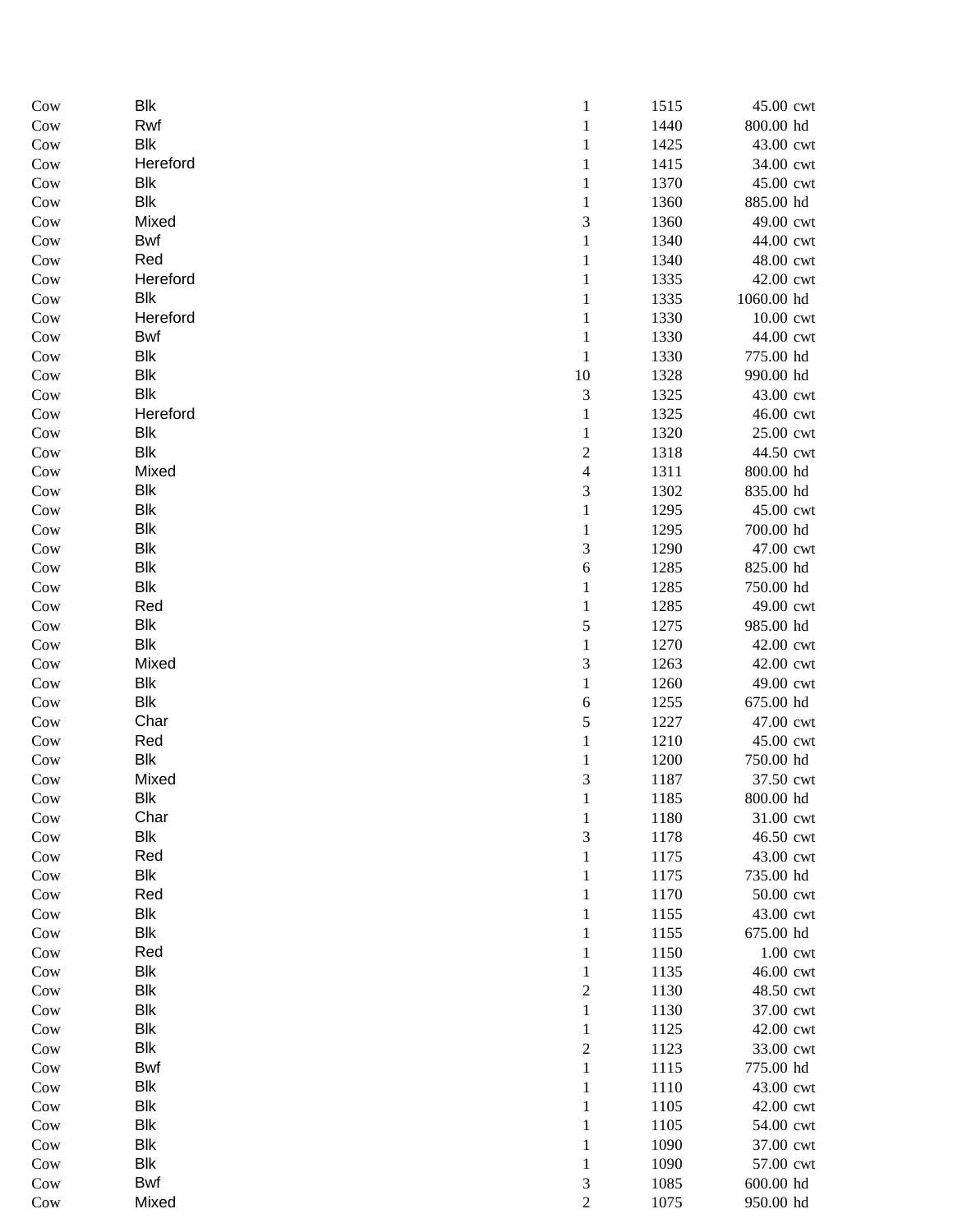| | | | | | |
|---|---|---|---|---|---|
| Cow | Blk | 1 | 1515 | 45.00 | cwt |
| Cow | Rwf | 1 | 1440 | 800.00 | hd |
| Cow | Blk | 1 | 1425 | 43.00 | cwt |
| Cow | Hereford | 1 | 1415 | 34.00 | cwt |
| Cow | Blk | 1 | 1370 | 45.00 | cwt |
| Cow | Blk | 1 | 1360 | 885.00 | hd |
| Cow | Mixed | 3 | 1360 | 49.00 | cwt |
| Cow | Bwf | 1 | 1340 | 44.00 | cwt |
| Cow | Red | 1 | 1340 | 48.00 | cwt |
| Cow | Hereford | 1 | 1335 | 42.00 | cwt |
| Cow | Blk | 1 | 1335 | 1060.00 | hd |
| Cow | Hereford | 1 | 1330 | 10.00 | cwt |
| Cow | Bwf | 1 | 1330 | 44.00 | cwt |
| Cow | Blk | 1 | 1330 | 775.00 | hd |
| Cow | Blk | 10 | 1328 | 990.00 | hd |
| Cow | Blk | 3 | 1325 | 43.00 | cwt |
| Cow | Hereford | 1 | 1325 | 46.00 | cwt |
| Cow | Blk | 1 | 1320 | 25.00 | cwt |
| Cow | Blk | 2 | 1318 | 44.50 | cwt |
| Cow | Mixed | 4 | 1311 | 800.00 | hd |
| Cow | Blk | 3 | 1302 | 835.00 | hd |
| Cow | Blk | 1 | 1295 | 45.00 | cwt |
| Cow | Blk | 1 | 1295 | 700.00 | hd |
| Cow | Blk | 3 | 1290 | 47.00 | cwt |
| Cow | Blk | 6 | 1285 | 825.00 | hd |
| Cow | Blk | 1 | 1285 | 750.00 | hd |
| Cow | Red | 1 | 1285 | 49.00 | cwt |
| Cow | Blk | 5 | 1275 | 985.00 | hd |
| Cow | Blk | 1 | 1270 | 42.00 | cwt |
| Cow | Mixed | 3 | 1263 | 42.00 | cwt |
| Cow | Blk | 1 | 1260 | 49.00 | cwt |
| Cow | Blk | 6 | 1255 | 675.00 | hd |
| Cow | Char | 5 | 1227 | 47.00 | cwt |
| Cow | Red | 1 | 1210 | 45.00 | cwt |
| Cow | Blk | 1 | 1200 | 750.00 | hd |
| Cow | Mixed | 3 | 1187 | 37.50 | cwt |
| Cow | Blk | 1 | 1185 | 800.00 | hd |
| Cow | Char | 1 | 1180 | 31.00 | cwt |
| Cow | Blk | 3 | 1178 | 46.50 | cwt |
| Cow | Red | 1 | 1175 | 43.00 | cwt |
| Cow | Blk | 1 | 1175 | 735.00 | hd |
| Cow | Red | 1 | 1170 | 50.00 | cwt |
| Cow | Blk | 1 | 1155 | 43.00 | cwt |
| Cow | Blk | 1 | 1155 | 675.00 | hd |
| Cow | Red | 1 | 1150 | 1.00 | cwt |
| Cow | Blk | 1 | 1135 | 46.00 | cwt |
| Cow | Blk | 2 | 1130 | 48.50 | cwt |
| Cow | Blk | 1 | 1130 | 37.00 | cwt |
| Cow | Blk | 1 | 1125 | 42.00 | cwt |
| Cow | Blk | 2 | 1123 | 33.00 | cwt |
| Cow | Bwf | 1 | 1115 | 775.00 | hd |
| Cow | Blk | 1 | 1110 | 43.00 | cwt |
| Cow | Blk | 1 | 1105 | 42.00 | cwt |
| Cow | Blk | 1 | 1105 | 54.00 | cwt |
| Cow | Blk | 1 | 1090 | 37.00 | cwt |
| Cow | Blk | 1 | 1090 | 57.00 | cwt |
| Cow | Bwf | 3 | 1085 | 600.00 | hd |
| Cow | Mixed | 2 | 1075 | 950.00 | hd |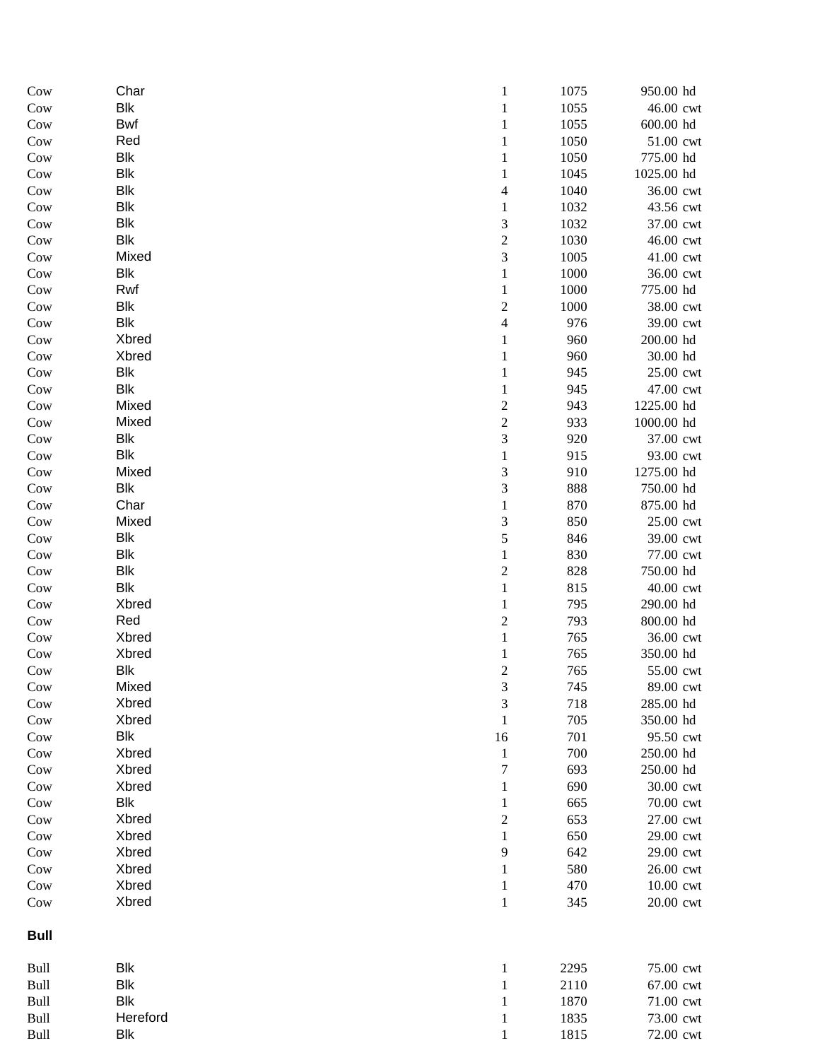| | | | | | |
|---|---|---|---|---|---|
| Cow | Char | 1 | 1075 | 950.00 | hd |
| Cow | Blk | 1 | 1055 | 46.00 | cwt |
| Cow | Bwf | 1 | 1055 | 600.00 | hd |
| Cow | Red | 1 | 1050 | 51.00 | cwt |
| Cow | Blk | 1 | 1050 | 775.00 | hd |
| Cow | Blk | 1 | 1045 | 1025.00 | hd |
| Cow | Blk | 4 | 1040 | 36.00 | cwt |
| Cow | Blk | 1 | 1032 | 43.56 | cwt |
| Cow | Blk | 3 | 1032 | 37.00 | cwt |
| Cow | Blk | 2 | 1030 | 46.00 | cwt |
| Cow | Mixed | 3 | 1005 | 41.00 | cwt |
| Cow | Blk | 1 | 1000 | 36.00 | cwt |
| Cow | Rwf | 1 | 1000 | 775.00 | hd |
| Cow | Blk | 2 | 1000 | 38.00 | cwt |
| Cow | Blk | 4 | 976 | 39.00 | cwt |
| Cow | Xbred | 1 | 960 | 200.00 | hd |
| Cow | Xbred | 1 | 960 | 30.00 | hd |
| Cow | Blk | 1 | 945 | 25.00 | cwt |
| Cow | Blk | 1 | 945 | 47.00 | cwt |
| Cow | Mixed | 2 | 943 | 1225.00 | hd |
| Cow | Mixed | 2 | 933 | 1000.00 | hd |
| Cow | Blk | 3 | 920 | 37.00 | cwt |
| Cow | Blk | 1 | 915 | 93.00 | cwt |
| Cow | Mixed | 3 | 910 | 1275.00 | hd |
| Cow | Blk | 3 | 888 | 750.00 | hd |
| Cow | Char | 1 | 870 | 875.00 | hd |
| Cow | Mixed | 3 | 850 | 25.00 | cwt |
| Cow | Blk | 5 | 846 | 39.00 | cwt |
| Cow | Blk | 1 | 830 | 77.00 | cwt |
| Cow | Blk | 2 | 828 | 750.00 | hd |
| Cow | Blk | 1 | 815 | 40.00 | cwt |
| Cow | Xbred | 1 | 795 | 290.00 | hd |
| Cow | Red | 2 | 793 | 800.00 | hd |
| Cow | Xbred | 1 | 765 | 36.00 | cwt |
| Cow | Xbred | 1 | 765 | 350.00 | hd |
| Cow | Blk | 2 | 765 | 55.00 | cwt |
| Cow | Mixed | 3 | 745 | 89.00 | cwt |
| Cow | Xbred | 3 | 718 | 285.00 | hd |
| Cow | Xbred | 1 | 705 | 350.00 | hd |
| Cow | Blk | 16 | 701 | 95.50 | cwt |
| Cow | Xbred | 1 | 700 | 250.00 | hd |
| Cow | Xbred | 7 | 693 | 250.00 | hd |
| Cow | Xbred | 1 | 690 | 30.00 | cwt |
| Cow | Blk | 1 | 665 | 70.00 | cwt |
| Cow | Xbred | 2 | 653 | 27.00 | cwt |
| Cow | Xbred | 1 | 650 | 29.00 | cwt |
| Cow | Xbred | 9 | 642 | 29.00 | cwt |
| Cow | Xbred | 1 | 580 | 26.00 | cwt |
| Cow | Xbred | 1 | 470 | 10.00 | cwt |
| Cow | Xbred | 1 | 345 | 20.00 | cwt |

**Bull**

| | | | | | |
|---|---|---|---|---|---|
| Bull | Blk | 1 | 2295 | 75.00 | cwt |
| Bull | Blk | 1 | 2110 | 67.00 | cwt |
| Bull | Blk | 1 | 1870 | 71.00 | cwt |
| Bull | Hereford | 1 | 1835 | 73.00 | cwt |
| Bull | Blk | 1 | 1815 | 72.00 | cwt |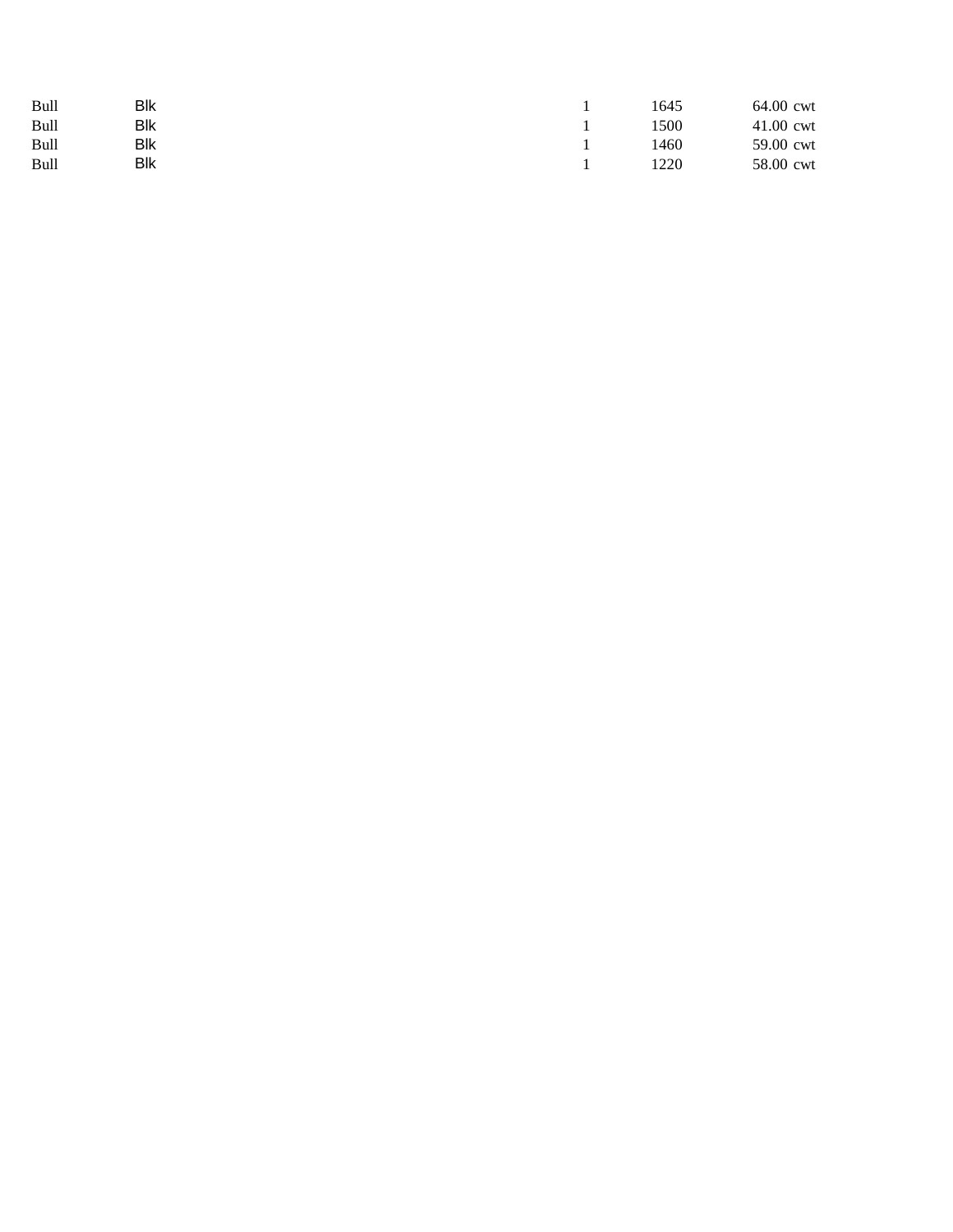| | | | | | |
|---|---|---|---|---|---|
| Bull | Blk | 1 | 1645 | 64.00 | cwt |
| Bull | Blk | 1 | 1500 | 41.00 | cwt |
| Bull | Blk | 1 | 1460 | 59.00 | cwt |
| Bull | Blk | 1 | 1220 | 58.00 | cwt |